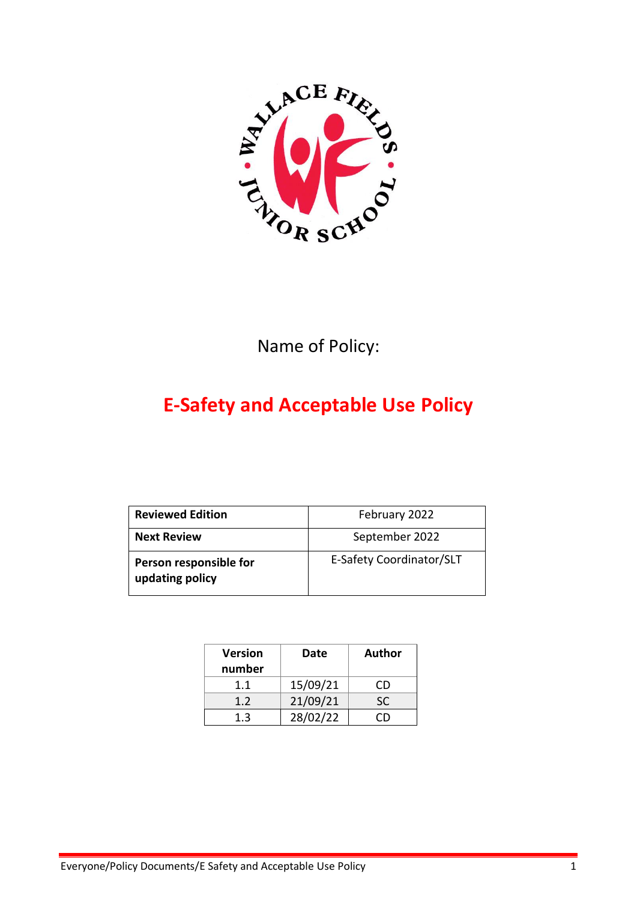Name of Policy:

# E-Safety and Acceptable Use Policy

| | |
|---|---|
| **Reviewed Edition** | February 2022 |
| **Next Review** | September 2022 |
| **Person responsible for updating policy** | E-Safety Coordinator/SLT |

| Version number | Date | Author |
|---|---|---|
| 1.1 | 15/09/21 | CD |
| 1.2 | 21/09/21 | SC |
| 1.3 | 28/02/22 | CD |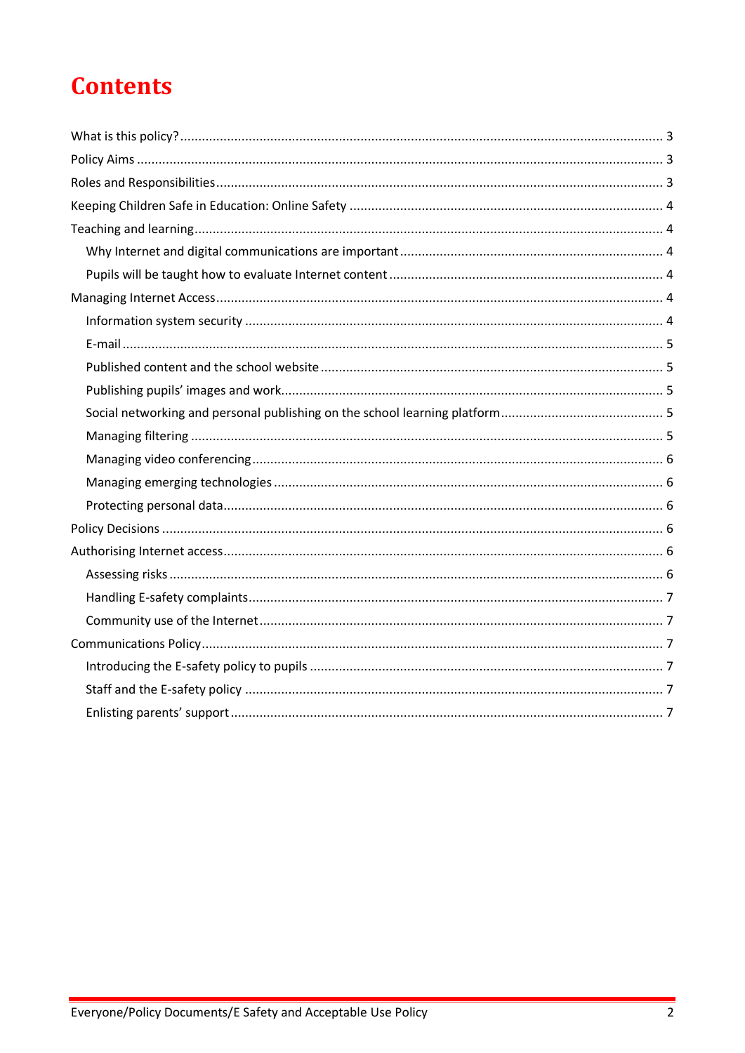# Contents

What is this policy? ... 3
Policy Aims ... 3
Roles and Responsibilities ... 3
Keeping Children Safe in Education: Online Safety ... 4
Teaching and learning ... 4
- Why Internet and digital communications are important ... 4
- Pupils will be taught how to evaluate Internet content ... 4

Managing Internet Access ... 4
- Information system security ... 4
- E-mail ... 5
- Published content and the school website ... 5
- Publishing pupils' images and work ... 5
- Social networking and personal publishing on the school learning platform ... 5
- Managing filtering ... 5
- Managing video conferencing ... 6
- Managing emerging technologies ... 6
- Protecting personal data ... 6

Policy Decisions ... 6
Authorising Internet access ... 6
- Assessing risks ... 6
- Handling E-safety complaints ... 7
- Community use of the Internet ... 7

Communications Policy ... 7
- Introducing the E-safety policy to pupils ... 7
- Staff and the E-safety policy ... 7
- Enlisting parents' support ... 7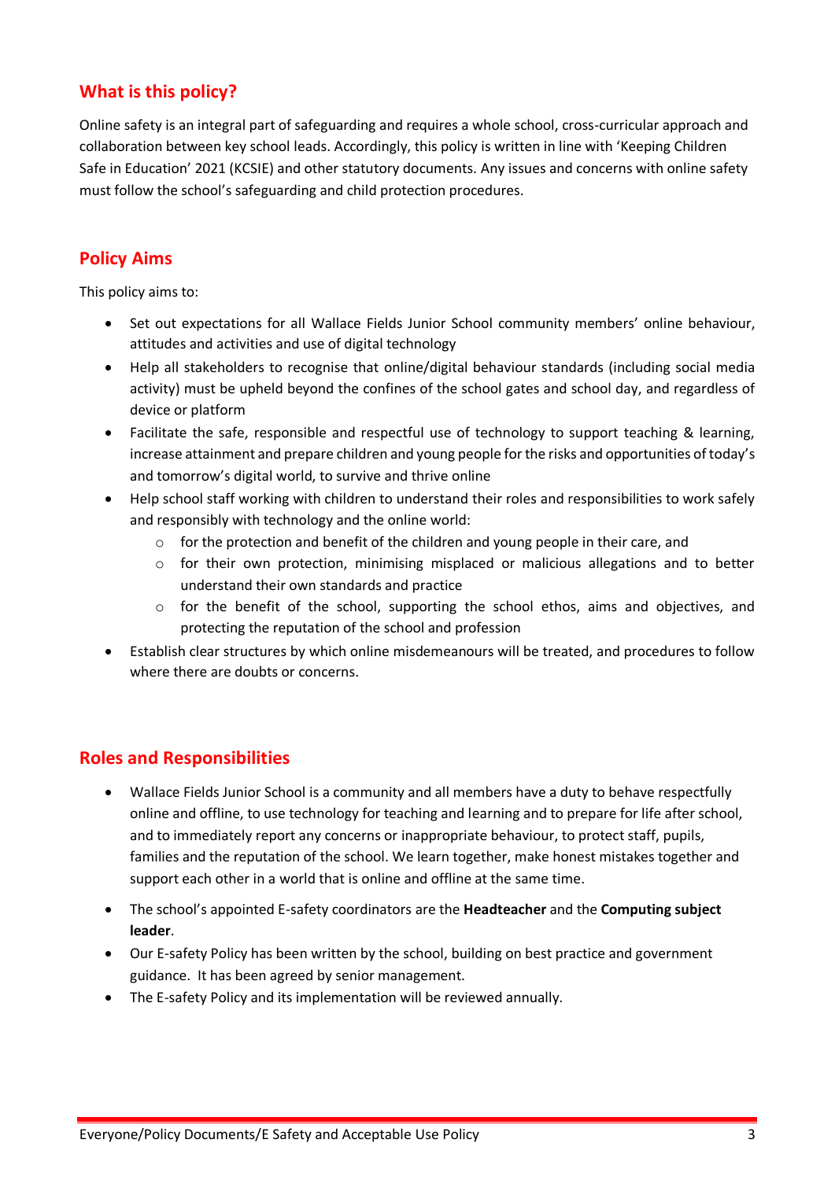## What is this policy?

Online safety is an integral part of safeguarding and requires a whole school, cross-curricular approach and collaboration between key school leads. Accordingly, this policy is written in line with 'Keeping Children Safe in Education' 2021 (KCSIE) and other statutory documents. Any issues and concerns with online safety must follow the school's safeguarding and child protection procedures.

## Policy Aims

This policy aims to:

- Set out expectations for all Wallace Fields Junior School community members' online behaviour, attitudes and activities and use of digital technology
- Help all stakeholders to recognise that online/digital behaviour standards (including social media activity) must be upheld beyond the confines of the school gates and school day, and regardless of device or platform
- Facilitate the safe, responsible and respectful use of technology to support teaching & learning, increase attainment and prepare children and young people for the risks and opportunities of today's and tomorrow's digital world, to survive and thrive online
- Help school staff working with children to understand their roles and responsibilities to work safely and responsibly with technology and the online world:
    - for the protection and benefit of the children and young people in their care, and
    - for their own protection, minimising misplaced or malicious allegations and to better understand their own standards and practice
    - for the benefit of the school, supporting the school ethos, aims and objectives, and protecting the reputation of the school and profession
- Establish clear structures by which online misdemeanours will be treated, and procedures to follow where there are doubts or concerns.

## Roles and Responsibilities

- Wallace Fields Junior School is a community and all members have a duty to behave respectfully online and offline, to use technology for teaching and learning and to prepare for life after school, and to immediately report any concerns or inappropriate behaviour, to protect staff, pupils, families and the reputation of the school. We learn together, make honest mistakes together and support each other in a world that is online and offline at the same time.
- The school's appointed E-safety coordinators are the **Headteacher** and the **Computing subject leader**.
- Our E-safety Policy has been written by the school, building on best practice and government guidance. It has been agreed by senior management.
- The E-safety Policy and its implementation will be reviewed annually.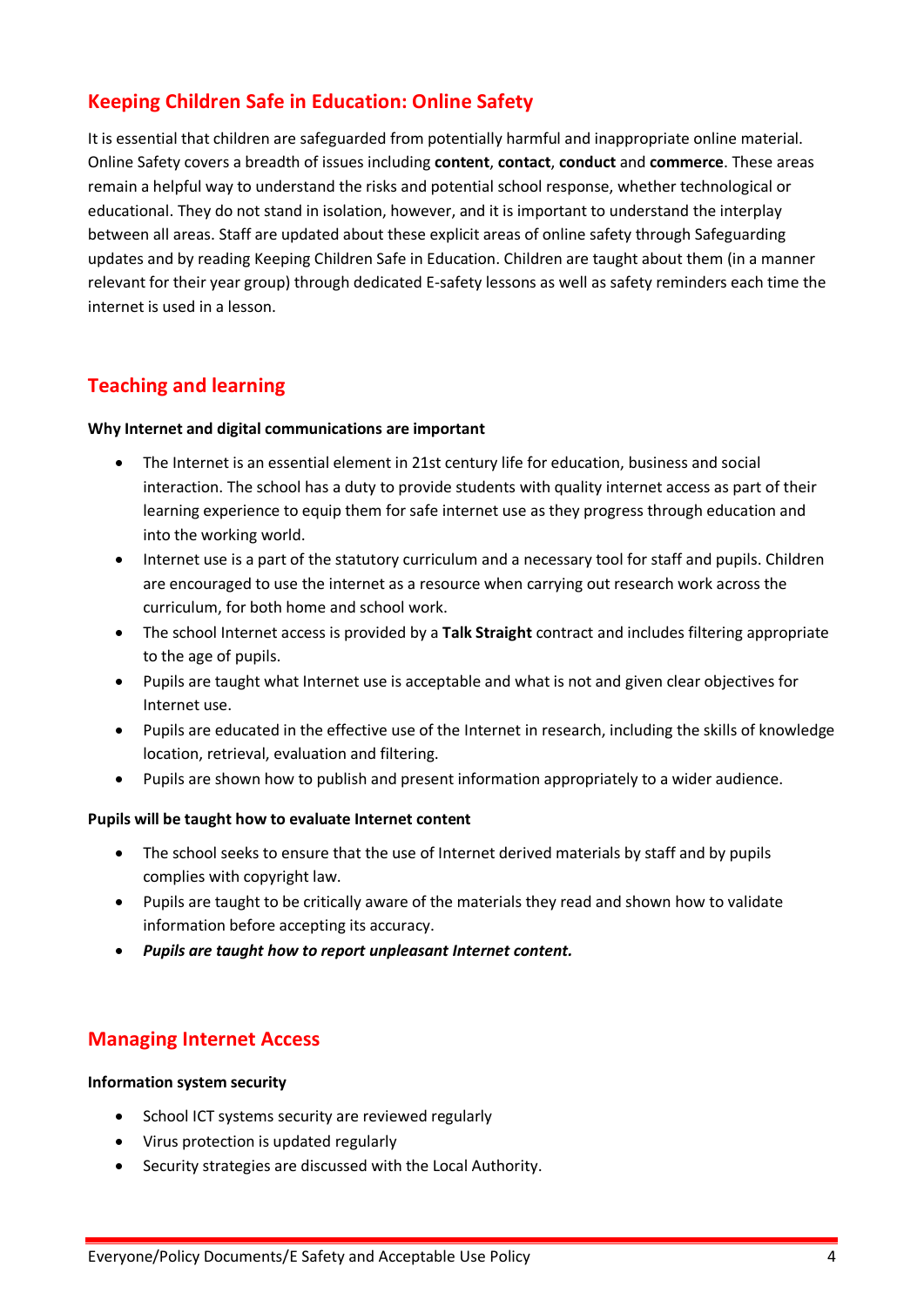## Keeping Children Safe in Education: Online Safety

It is essential that children are safeguarded from potentially harmful and inappropriate online material. Online Safety covers a breadth of issues including **content**, **contact**, **conduct** and **commerce**. These areas remain a helpful way to understand the risks and potential school response, whether technological or educational. They do not stand in isolation, however, and it is important to understand the interplay between all areas. Staff are updated about these explicit areas of online safety through Safeguarding updates and by reading Keeping Children Safe in Education. Children are taught about them (in a manner relevant for their year group) through dedicated E-safety lessons as well as safety reminders each time the internet is used in a lesson.

## Teaching and learning

**Why Internet and digital communications are important**

- The Internet is an essential element in 21st century life for education, business and social interaction. The school has a duty to provide students with quality internet access as part of their learning experience to equip them for safe internet use as they progress through education and into the working world.
- Internet use is a part of the statutory curriculum and a necessary tool for staff and pupils. Children are encouraged to use the internet as a resource when carrying out research work across the curriculum, for both home and school work.
- The school Internet access is provided by a **Talk Straight** contract and includes filtering appropriate to the age of pupils.
- Pupils are taught what Internet use is acceptable and what is not and given clear objectives for Internet use.
- Pupils are educated in the effective use of the Internet in research, including the skills of knowledge location, retrieval, evaluation and filtering.
- Pupils are shown how to publish and present information appropriately to a wider audience.

**Pupils will be taught how to evaluate Internet content**

- The school seeks to ensure that the use of Internet derived materials by staff and by pupils complies with copyright law.
- Pupils are taught to be critically aware of the materials they read and shown how to validate information before accepting its accuracy.
- ***Pupils are taught how to report unpleasant Internet content.***

## Managing Internet Access

**Information system security**

- School ICT systems security are reviewed regularly
- Virus protection is updated regularly
- Security strategies are discussed with the Local Authority.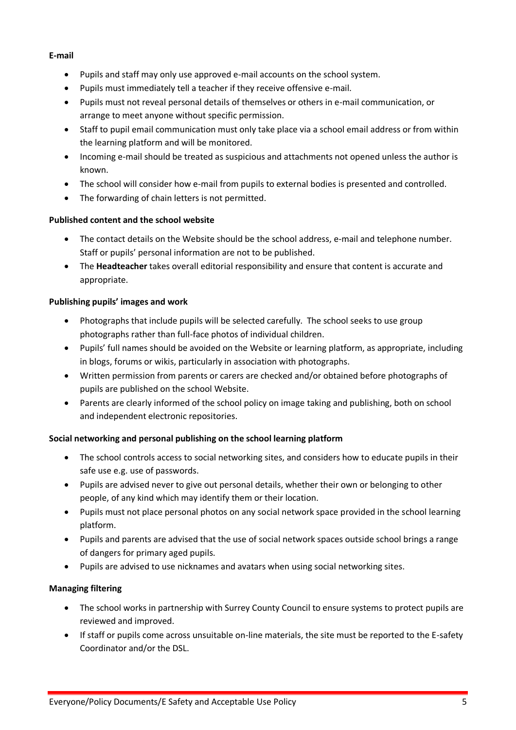**E-mail**

- Pupils and staff may only use approved e-mail accounts on the school system.
- Pupils must immediately tell a teacher if they receive offensive e-mail.
- Pupils must not reveal personal details of themselves or others in e-mail communication, or arrange to meet anyone without specific permission.
- Staff to pupil email communication must only take place via a school email address or from within the learning platform and will be monitored.
- Incoming e-mail should be treated as suspicious and attachments not opened unless the author is known.
- The school will consider how e-mail from pupils to external bodies is presented and controlled.
- The forwarding of chain letters is not permitted.

**Published content and the school website**

- The contact details on the Website should be the school address, e-mail and telephone number. Staff or pupils' personal information are not to be published.
- The **Headteacher** takes overall editorial responsibility and ensure that content is accurate and appropriate.

**Publishing pupils' images and work**

- Photographs that include pupils will be selected carefully. The school seeks to use group photographs rather than full-face photos of individual children.
- Pupils' full names should be avoided on the Website or learning platform, as appropriate, including in blogs, forums or wikis, particularly in association with photographs.
- Written permission from parents or carers are checked and/or obtained before photographs of pupils are published on the school Website.
- Parents are clearly informed of the school policy on image taking and publishing, both on school and independent electronic repositories.

**Social networking and personal publishing on the school learning platform**

- The school controls access to social networking sites, and considers how to educate pupils in their safe use e.g. use of passwords.
- Pupils are advised never to give out personal details, whether their own or belonging to other people, of any kind which may identify them or their location.
- Pupils must not place personal photos on any social network space provided in the school learning platform.
- Pupils and parents are advised that the use of social network spaces outside school brings a range of dangers for primary aged pupils.
- Pupils are advised to use nicknames and avatars when using social networking sites.

**Managing filtering**

- The school works in partnership with Surrey County Council to ensure systems to protect pupils are reviewed and improved.
- If staff or pupils come across unsuitable on-line materials, the site must be reported to the E-safety Coordinator and/or the DSL.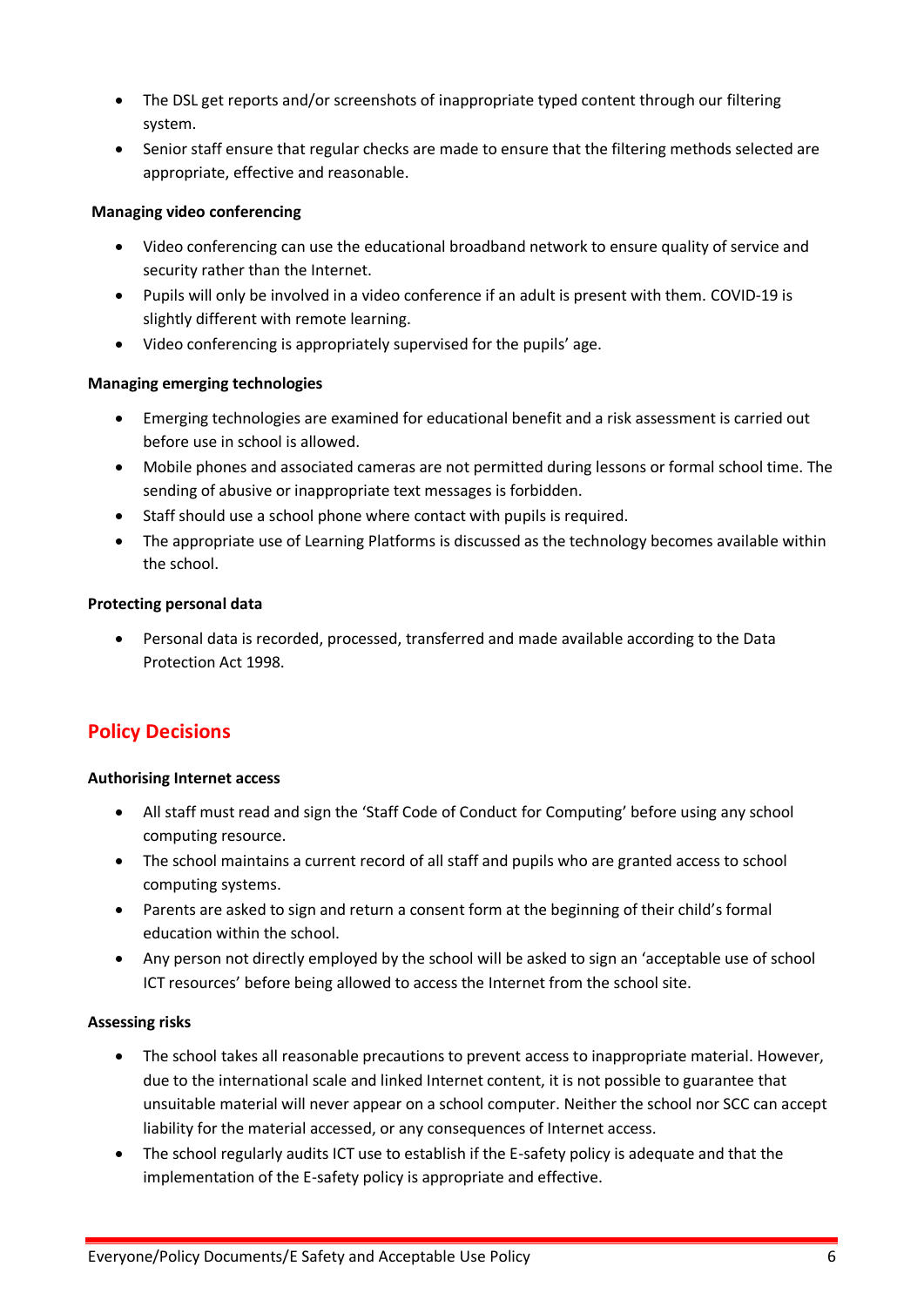- The DSL get reports and/or screenshots of inappropriate typed content through our filtering system.
- Senior staff ensure that regular checks are made to ensure that the filtering methods selected are appropriate, effective and reasonable.

**Managing video conferencing**

- Video conferencing can use the educational broadband network to ensure quality of service and security rather than the Internet.
- Pupils will only be involved in a video conference if an adult is present with them. COVID-19 is slightly different with remote learning.
- Video conferencing is appropriately supervised for the pupils' age.

**Managing emerging technologies**

- Emerging technologies are examined for educational benefit and a risk assessment is carried out before use in school is allowed.
- Mobile phones and associated cameras are not permitted during lessons or formal school time. The sending of abusive or inappropriate text messages is forbidden.
- Staff should use a school phone where contact with pupils is required.
- The appropriate use of Learning Platforms is discussed as the technology becomes available within the school.

**Protecting personal data**

- Personal data is recorded, processed, transferred and made available according to the Data Protection Act 1998.

## Policy Decisions

**Authorising Internet access**

- All staff must read and sign the 'Staff Code of Conduct for Computing' before using any school computing resource.
- The school maintains a current record of all staff and pupils who are granted access to school computing systems.
- Parents are asked to sign and return a consent form at the beginning of their child's formal education within the school.
- Any person not directly employed by the school will be asked to sign an 'acceptable use of school ICT resources' before being allowed to access the Internet from the school site.

**Assessing risks**

- The school takes all reasonable precautions to prevent access to inappropriate material. However, due to the international scale and linked Internet content, it is not possible to guarantee that unsuitable material will never appear on a school computer. Neither the school nor SCC can accept liability for the material accessed, or any consequences of Internet access.
- The school regularly audits ICT use to establish if the E-safety policy is adequate and that the implementation of the E-safety policy is appropriate and effective.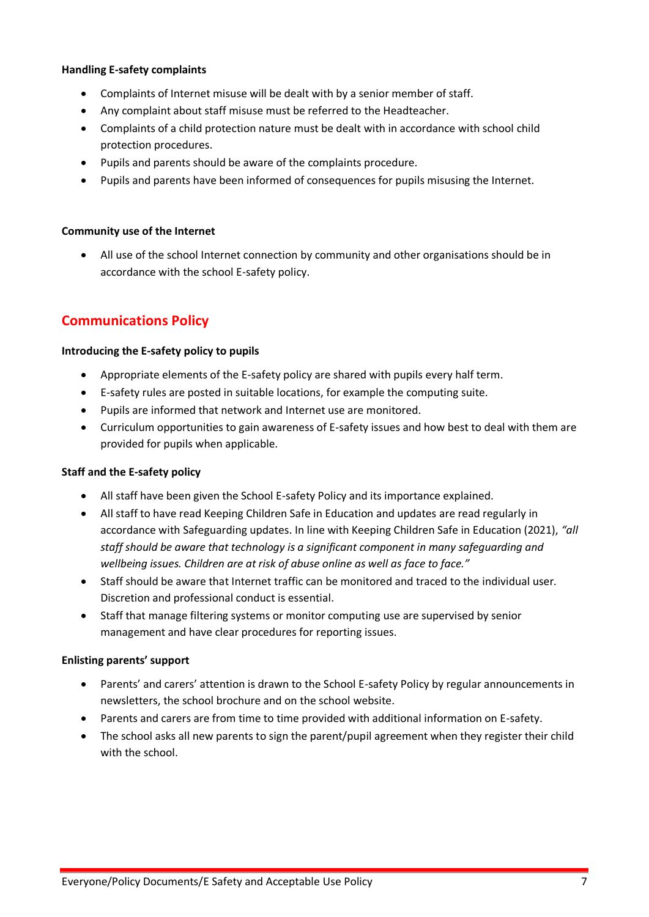**Handling E-safety complaints**

- Complaints of Internet misuse will be dealt with by a senior member of staff.
- Any complaint about staff misuse must be referred to the Headteacher.
- Complaints of a child protection nature must be dealt with in accordance with school child protection procedures.
- Pupils and parents should be aware of the complaints procedure.
- Pupils and parents have been informed of consequences for pupils misusing the Internet.

**Community use of the Internet**

- All use of the school Internet connection by community and other organisations should be in accordance with the school E-safety policy.

## Communications Policy

**Introducing the E-safety policy to pupils**

- Appropriate elements of the E-safety policy are shared with pupils every half term.
- E-safety rules are posted in suitable locations, for example the computing suite.
- Pupils are informed that network and Internet use are monitored.
- Curriculum opportunities to gain awareness of E-safety issues and how best to deal with them are provided for pupils when applicable.

**Staff and the E-safety policy**

- All staff have been given the School E-safety Policy and its importance explained.
- All staff to have read Keeping Children Safe in Education and updates are read regularly in accordance with Safeguarding updates. In line with Keeping Children Safe in Education (2021), *"all staff should be aware that technology is a significant component in many safeguarding and wellbeing issues. Children are at risk of abuse online as well as face to face."*
- Staff should be aware that Internet traffic can be monitored and traced to the individual user. Discretion and professional conduct is essential.
- Staff that manage filtering systems or monitor computing use are supervised by senior management and have clear procedures for reporting issues.

**Enlisting parents' support**

- Parents' and carers' attention is drawn to the School E-safety Policy by regular announcements in newsletters, the school brochure and on the school website.
- Parents and carers are from time to time provided with additional information on E-safety.
- The school asks all new parents to sign the parent/pupil agreement when they register their child with the school.